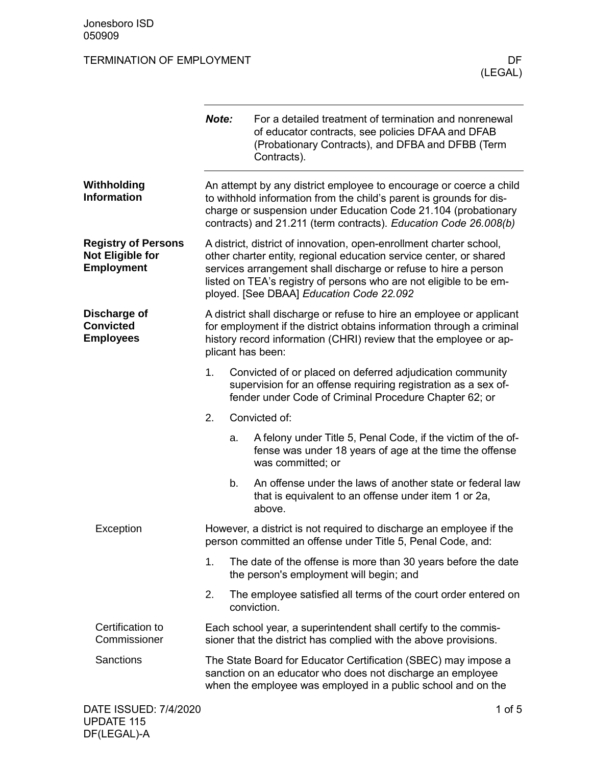# TERMINATION OF EMPLOYMENT

DF (LEGAL)

---

***Note:*** For a detailed treatment of termination and nonrenewal of educator contracts, see policies DFAA and DFAB (Probationary Contracts), and DFBA and DFBB (Term Contracts).

---

## Withholding Information

An attempt by any district employee to encourage or coerce a child to withhold information from the child's parent is grounds for discharge or suspension under Education Code 21.104 (probationary contracts) and 21.211 (term contracts). *Education Code 26.008(b)*

## Registry of Persons Not Eligible for Employment

A district, district of innovation, open-enrollment charter school, other charter entity, regional education service center, or shared services arrangement shall discharge or refuse to hire a person listed on TEA's registry of persons who are not eligible to be employed. [See DBAA] *Education Code 22.092*

## Discharge of Convicted Employees

A district shall discharge or refuse to hire an employee or applicant for employment if the district obtains information through a criminal history record information (CHRI) review that the employee or applicant has been:

1. Convicted of or placed on deferred adjudication community supervision for an offense requiring registration as a sex offender under Code of Criminal Procedure Chapter 62; or
2. Convicted of:
   a. A felony under Title 5, Penal Code, if the victim of the offense was under 18 years of age at the time the offense was committed; or
   b. An offense under the laws of another state or federal law that is equivalent to an offense under item 1 or 2a, above.

### Exception

However, a district is not required to discharge an employee if the person committed an offense under Title 5, Penal Code, and:

1. The date of the offense is more than 30 years before the date the person's employment will begin; and
2. The employee satisfied all terms of the court order entered on conviction.

### Certification to Commissioner

Each school year, a superintendent shall certify to the commissioner that the district has complied with the above provisions.

### Sanctions

The State Board for Educator Certification (SBEC) may impose a sanction on an educator who does not discharge an employee when the employee was employed in a public school and on the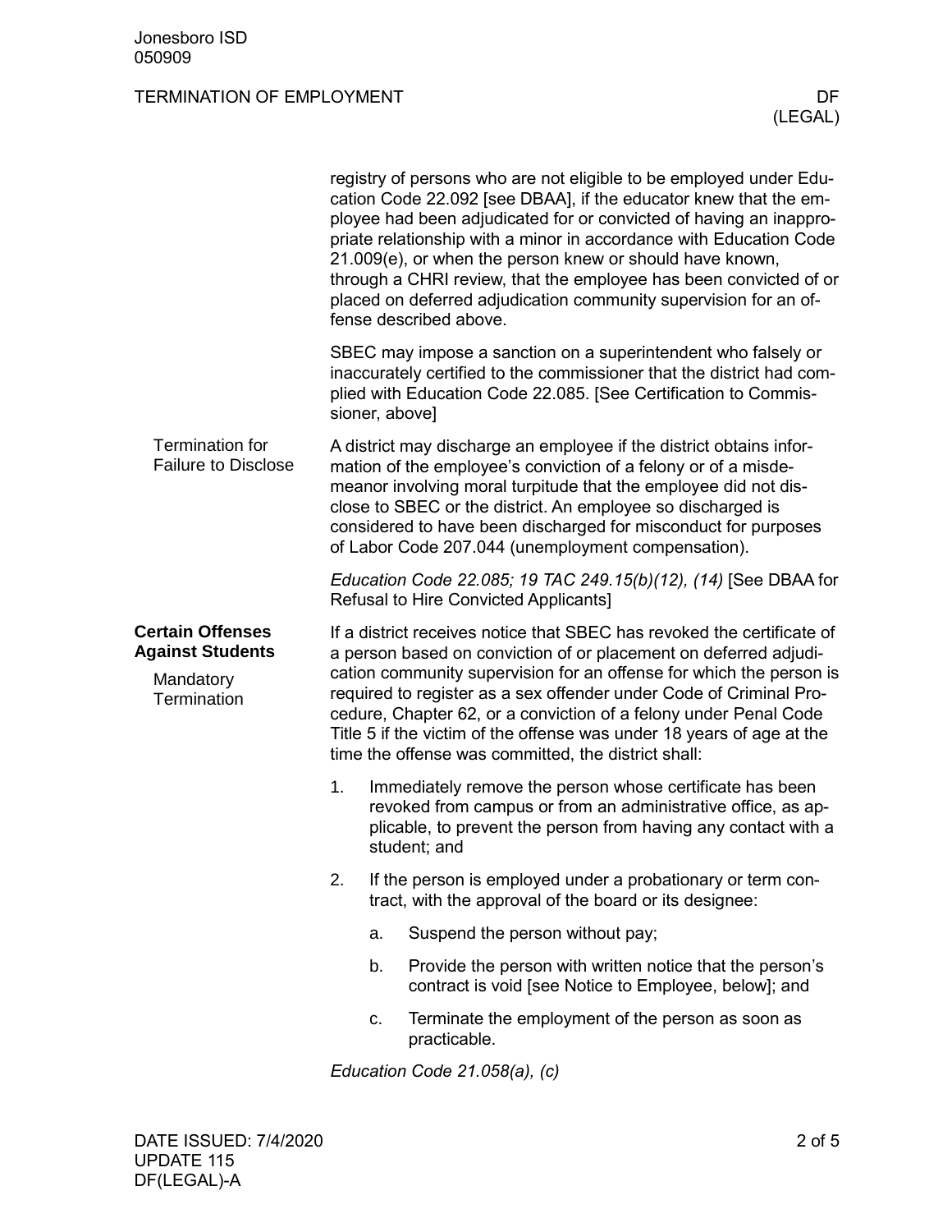registry of persons who are not eligible to be employed under Education Code 22.092 [see DBAA], if the educator knew that the employee had been adjudicated for or convicted of having an inappropriate relationship with a minor in accordance with Education Code 21.009(e), or when the person knew or should have known, through a CHRI review, that the employee has been convicted of or placed on deferred adjudication community supervision for an offense described above.

SBEC may impose a sanction on a superintendent who falsely or inaccurately certified to the commissioner that the district had complied with Education Code 22.085. [See Certification to Commissioner, above]

### Termination for Failure to Disclose

A district may discharge an employee if the district obtains information of the employee's conviction of a felony or of a misdemeanor involving moral turpitude that the employee did not disclose to SBEC or the district. An employee so discharged is considered to have been discharged for misconduct for purposes of Labor Code 207.044 (unemployment compensation).

*Education Code 22.085; 19 TAC 249.15(b)(12), (14)* [See DBAA for Refusal to Hire Convicted Applicants]

## Certain Offenses Against Students

### Mandatory Termination

If a district receives notice that SBEC has revoked the certificate of a person based on conviction of or placement on deferred adjudication community supervision for an offense for which the person is required to register as a sex offender under Code of Criminal Procedure, Chapter 62, or a conviction of a felony under Penal Code Title 5 if the victim of the offense was under 18 years of age at the time the offense was committed, the district shall:

1. Immediately remove the person whose certificate has been revoked from campus or from an administrative office, as applicable, to prevent the person from having any contact with a student; and
2. If the person is employed under a probationary or term contract, with the approval of the board or its designee:
   a. Suspend the person without pay;
   b. Provide the person with written notice that the person's contract is void [see Notice to Employee, below]; and
   c. Terminate the employment of the person as soon as practicable.

*Education Code 21.058(a), (c)*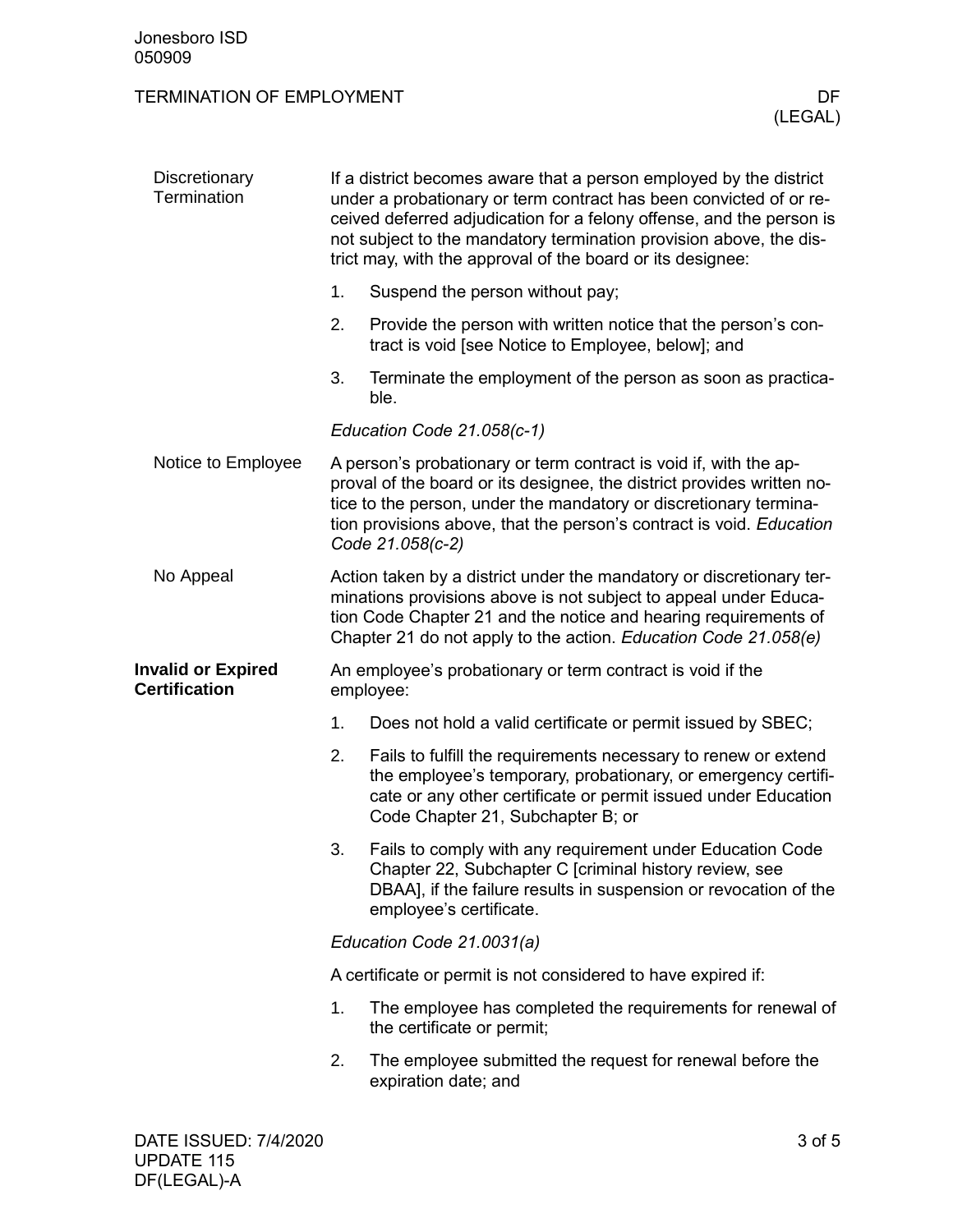### Discretionary Termination

If a district becomes aware that a person employed by the district under a probationary or term contract has been convicted of or received deferred adjudication for a felony offense, and the person is not subject to the mandatory termination provision above, the district may, with the approval of the board or its designee:

1. Suspend the person without pay;
2. Provide the person with written notice that the person's contract is void [see Notice to Employee, below]; and
3. Terminate the employment of the person as soon as practicable.

*Education Code 21.058(c-1)*

### Notice to Employee

A person's probationary or term contract is void if, with the approval of the board or its designee, the district provides written notice to the person, under the mandatory or discretionary termination provisions above, that the person's contract is void. *Education Code 21.058(c-2)*

### No Appeal

Action taken by a district under the mandatory or discretionary terminations provisions above is not subject to appeal under Education Code Chapter 21 and the notice and hearing requirements of Chapter 21 do not apply to the action. *Education Code 21.058(e)*

## Invalid or Expired Certification

An employee's probationary or term contract is void if the employee:

1. Does not hold a valid certificate or permit issued by SBEC;
2. Fails to fulfill the requirements necessary to renew or extend the employee's temporary, probationary, or emergency certificate or any other certificate or permit issued under Education Code Chapter 21, Subchapter B; or
3. Fails to comply with any requirement under Education Code Chapter 22, Subchapter C [criminal history review, see DBAA], if the failure results in suspension or revocation of the employee's certificate.

*Education Code 21.0031(a)*

A certificate or permit is not considered to have expired if:

1. The employee has completed the requirements for renewal of the certificate or permit;
2. The employee submitted the request for renewal before the expiration date; and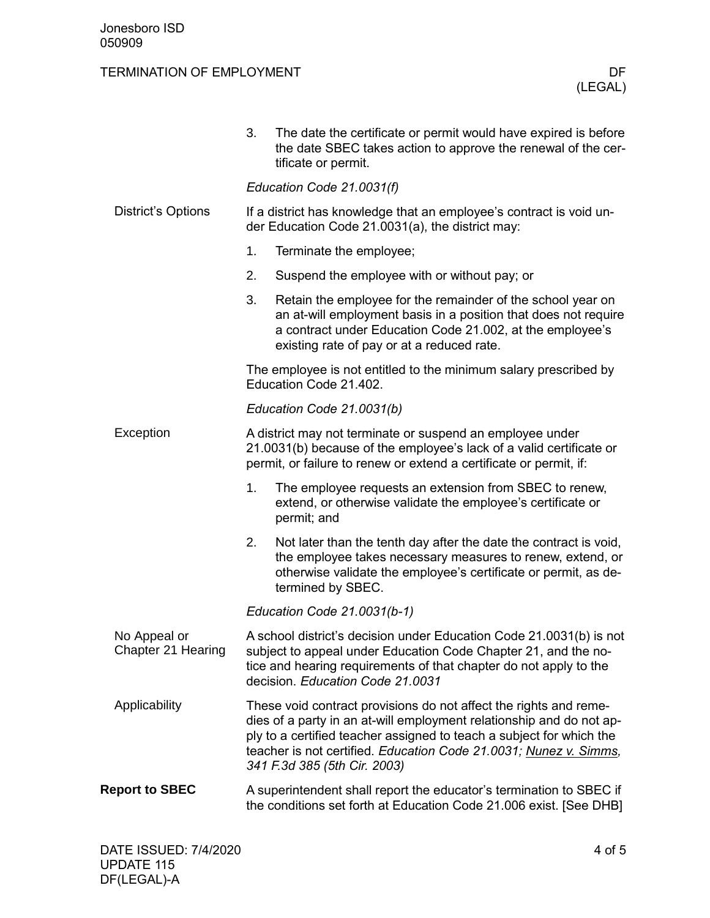3. The date the certificate or permit would have expired is before the date SBEC takes action to approve the renewal of the certificate or permit.

*Education Code 21.0031(f)*

### District's Options

If a district has knowledge that an employee's contract is void under Education Code 21.0031(a), the district may:

1. Terminate the employee;
2. Suspend the employee with or without pay; or
3. Retain the employee for the remainder of the school year on an at-will employment basis in a position that does not require a contract under Education Code 21.002, at the employee's existing rate of pay or at a reduced rate.

The employee is not entitled to the minimum salary prescribed by Education Code 21.402.

*Education Code 21.0031(b)*

### Exception

A district may not terminate or suspend an employee under 21.0031(b) because of the employee's lack of a valid certificate or permit, or failure to renew or extend a certificate or permit, if:

1. The employee requests an extension from SBEC to renew, extend, or otherwise validate the employee's certificate or permit; and
2. Not later than the tenth day after the date the contract is void, the employee takes necessary measures to renew, extend, or otherwise validate the employee's certificate or permit, as determined by SBEC.

*Education Code 21.0031(b-1)*

### No Appeal or Chapter 21 Hearing

A school district's decision under Education Code 21.0031(b) is not subject to appeal under Education Code Chapter 21, and the notice and hearing requirements of that chapter do not apply to the decision. *Education Code 21.0031*

### Applicability

These void contract provisions do not affect the rights and remedies of a party in an at-will employment relationship and do not apply to a certified teacher assigned to teach a subject for which the teacher is not certified. *Education Code 21.0031; Nunez v. Simms, 341 F.3d 385 (5th Cir. 2003)*

## Report to SBEC

A superintendent shall report the educator's termination to SBEC if the conditions set forth at Education Code 21.006 exist. [See DHB]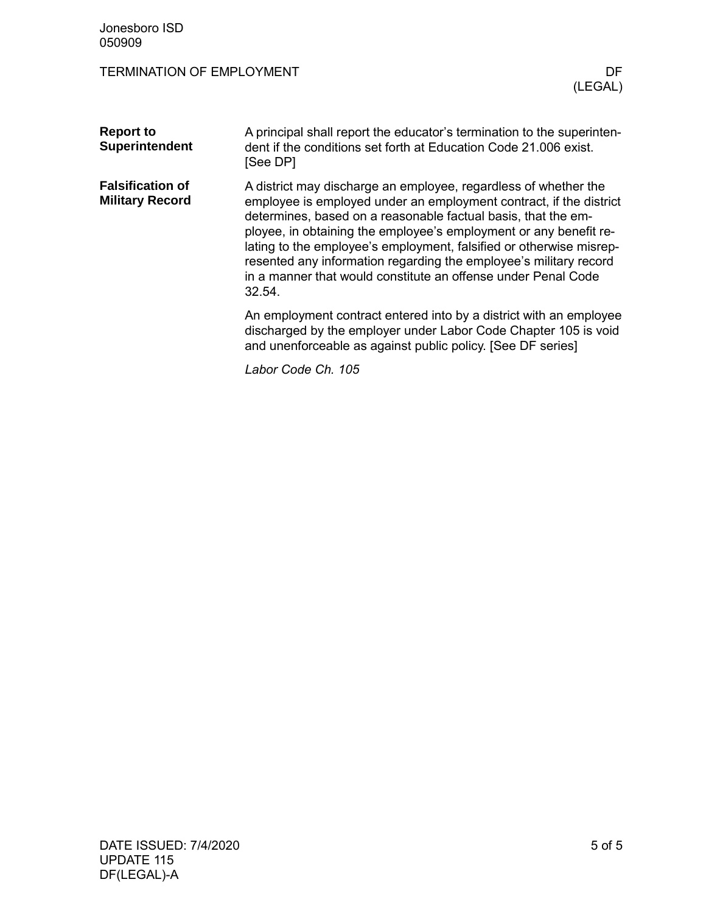### Report to Superintendent

A principal shall report the educator's termination to the superintendent if the conditions set forth at Education Code 21.006 exist. [See DP]

### Falsification of Military Record

A district may discharge an employee, regardless of whether the employee is employed under an employment contract, if the district determines, based on a reasonable factual basis, that the employee, in obtaining the employee's employment or any benefit relating to the employee's employment, falsified or otherwise misrepresented any information regarding the employee's military record in a manner that would constitute an offense under Penal Code 32.54.

An employment contract entered into by a district with an employee discharged by the employer under Labor Code Chapter 105 is void and unenforceable as against public policy. [See DF series]

*Labor Code Ch. 105*